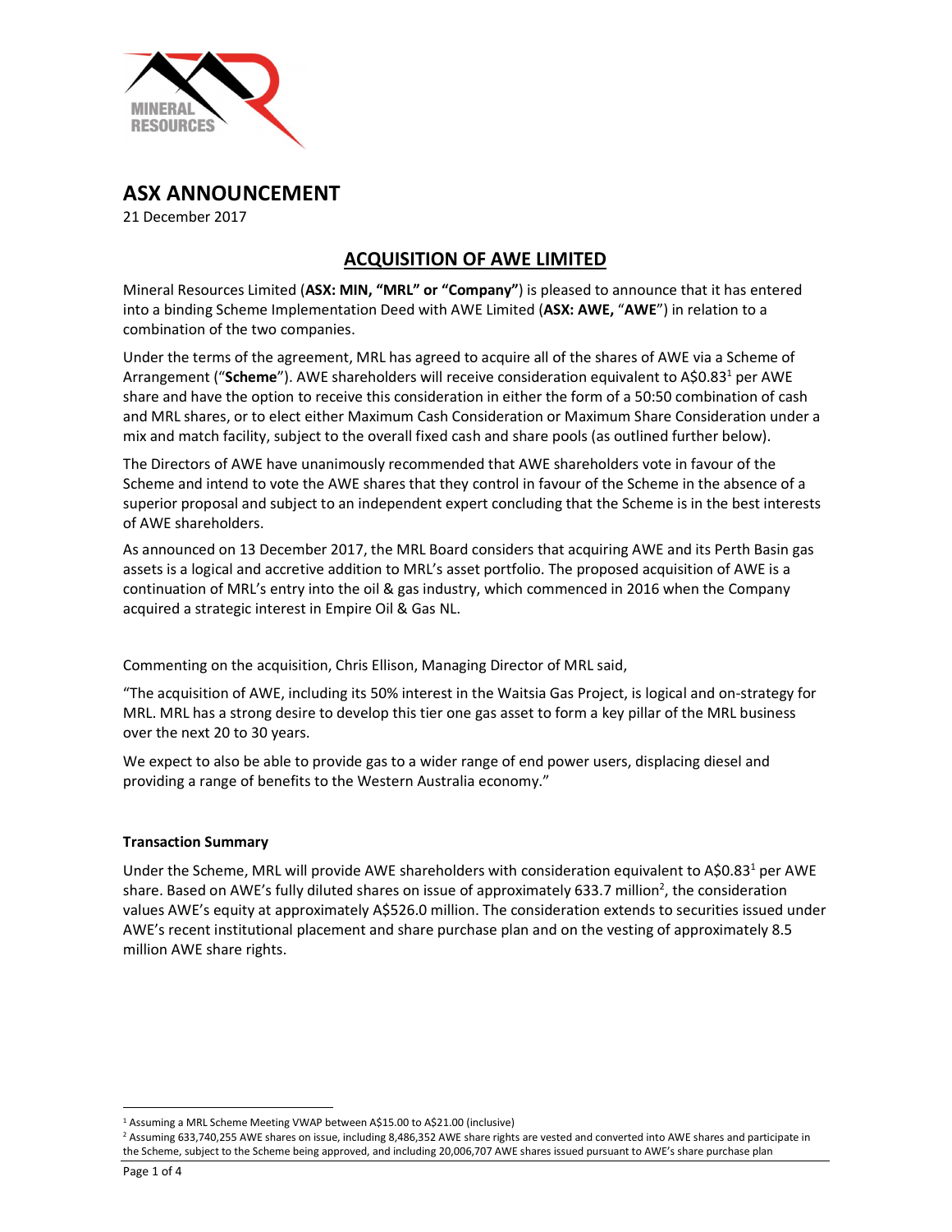# ASX ANNOUNCEMENT

21 December 2017

## ACQUISITION OF AWE LIMITED

Mineral Resources Limited (**ASX: MIN, "MRL" or "Company"**) is pleased to announce that it has entered into a binding Scheme Implementation Deed with AWE Limited (**ASX: AWE,** "**AWE**") in relation to a combination of the two companies.

Under the terms of the agreement, MRL has agreed to acquire all of the shares of AWE via a Scheme of Arrangement ("**Scheme**"). AWE shareholders will receive consideration equivalent to A$0.83[1] per AWE share and have the option to receive this consideration in either the form of a 50:50 combination of cash and MRL shares, or to elect either Maximum Cash Consideration or Maximum Share Consideration under a mix and match facility, subject to the overall fixed cash and share pools (as outlined further below).

The Directors of AWE have unanimously recommended that AWE shareholders vote in favour of the Scheme and intend to vote the AWE shares that they control in favour of the Scheme in the absence of a superior proposal and subject to an independent expert concluding that the Scheme is in the best interests of AWE shareholders.

As announced on 13 December 2017, the MRL Board considers that acquiring AWE and its Perth Basin gas assets is a logical and accretive addition to MRL's asset portfolio. The proposed acquisition of AWE is a continuation of MRL's entry into the oil & gas industry, which commenced in 2016 when the Company acquired a strategic interest in Empire Oil & Gas NL.

Commenting on the acquisition, Chris Ellison, Managing Director of MRL said,

"The acquisition of AWE, including its 50% interest in the Waitsia Gas Project, is logical and on-strategy for MRL. MRL has a strong desire to develop this tier one gas asset to form a key pillar of the MRL business over the next 20 to 30 years.

We expect to also be able to provide gas to a wider range of end power users, displacing diesel and providing a range of benefits to the Western Australia economy."

**Transaction Summary**

Under the Scheme, MRL will provide AWE shareholders with consideration equivalent to A$0.83[1] per AWE share. Based on AWE's fully diluted shares on issue of approximately 633.7 million[2], the consideration values AWE's equity at approximately A$526.0 million. The consideration extends to securities issued under AWE's recent institutional placement and share purchase plan and on the vesting of approximately 8.5 million AWE share rights.

---

[1] Assuming a MRL Scheme Meeting VWAP between A$15.00 to A$21.00 (inclusive)

[2] Assuming 633,740,255 AWE shares on issue, including 8,486,352 AWE share rights are vested and converted into AWE shares and participate in the Scheme, subject to the Scheme being approved, and including 20,006,707 AWE shares issued pursuant to AWE's share purchase plan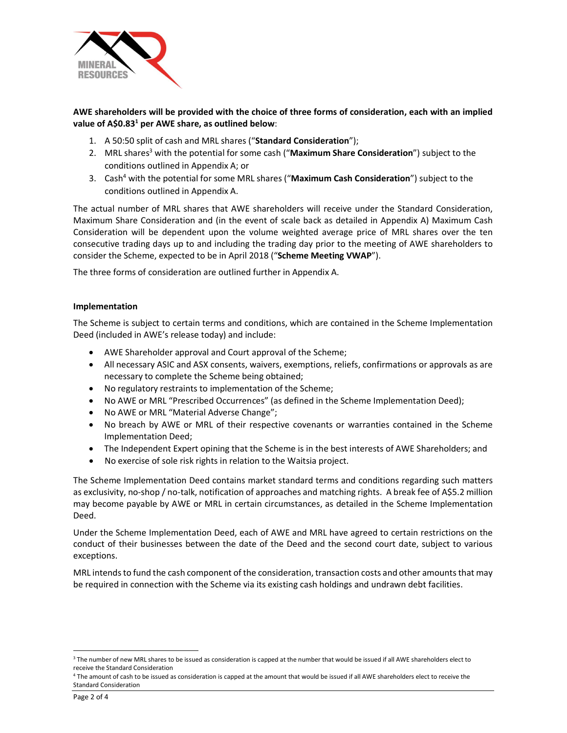**AWE shareholders will be provided with the choice of three forms of consideration, each with an implied value of A$0.83[1] per AWE share, as outlined below**:

1. A 50:50 split of cash and MRL shares ("**Standard Consideration**");
2. MRL shares[3] with the potential for some cash ("**Maximum Share Consideration**") subject to the conditions outlined in Appendix A; or
3. Cash[4] with the potential for some MRL shares ("**Maximum Cash Consideration**") subject to the conditions outlined in Appendix A.

The actual number of MRL shares that AWE shareholders will receive under the Standard Consideration, Maximum Share Consideration and (in the event of scale back as detailed in Appendix A) Maximum Cash Consideration will be dependent upon the volume weighted average price of MRL shares over the ten consecutive trading days up to and including the trading day prior to the meeting of AWE shareholders to consider the Scheme, expected to be in April 2018 ("**Scheme Meeting VWAP**").

The three forms of consideration are outlined further in Appendix A.

**Implementation**

The Scheme is subject to certain terms and conditions, which are contained in the Scheme Implementation Deed (included in AWE's release today) and include:

- AWE Shareholder approval and Court approval of the Scheme;
- All necessary ASIC and ASX consents, waivers, exemptions, reliefs, confirmations or approvals as are necessary to complete the Scheme being obtained;
- No regulatory restraints to implementation of the Scheme;
- No AWE or MRL "Prescribed Occurrences" (as defined in the Scheme Implementation Deed);
- No AWE or MRL "Material Adverse Change";
- No breach by AWE or MRL of their respective covenants or warranties contained in the Scheme Implementation Deed;
- The Independent Expert opining that the Scheme is in the best interests of AWE Shareholders; and
- No exercise of sole risk rights in relation to the Waitsia project.

The Scheme Implementation Deed contains market standard terms and conditions regarding such matters as exclusivity, no-shop / no-talk, notification of approaches and matching rights. A break fee of A$5.2 million may become payable by AWE or MRL in certain circumstances, as detailed in the Scheme Implementation Deed.

Under the Scheme Implementation Deed, each of AWE and MRL have agreed to certain restrictions on the conduct of their businesses between the date of the Deed and the second court date, subject to various exceptions.

MRL intends to fund the cash component of the consideration, transaction costs and other amounts that may be required in connection with the Scheme via its existing cash holdings and undrawn debt facilities.

[3] The number of new MRL shares to be issued as consideration is capped at the number that would be issued if all AWE shareholders elect to receive the Standard Consideration

[4] The amount of cash to be issued as consideration is capped at the amount that would be issued if all AWE shareholders elect to receive the Standard Consideration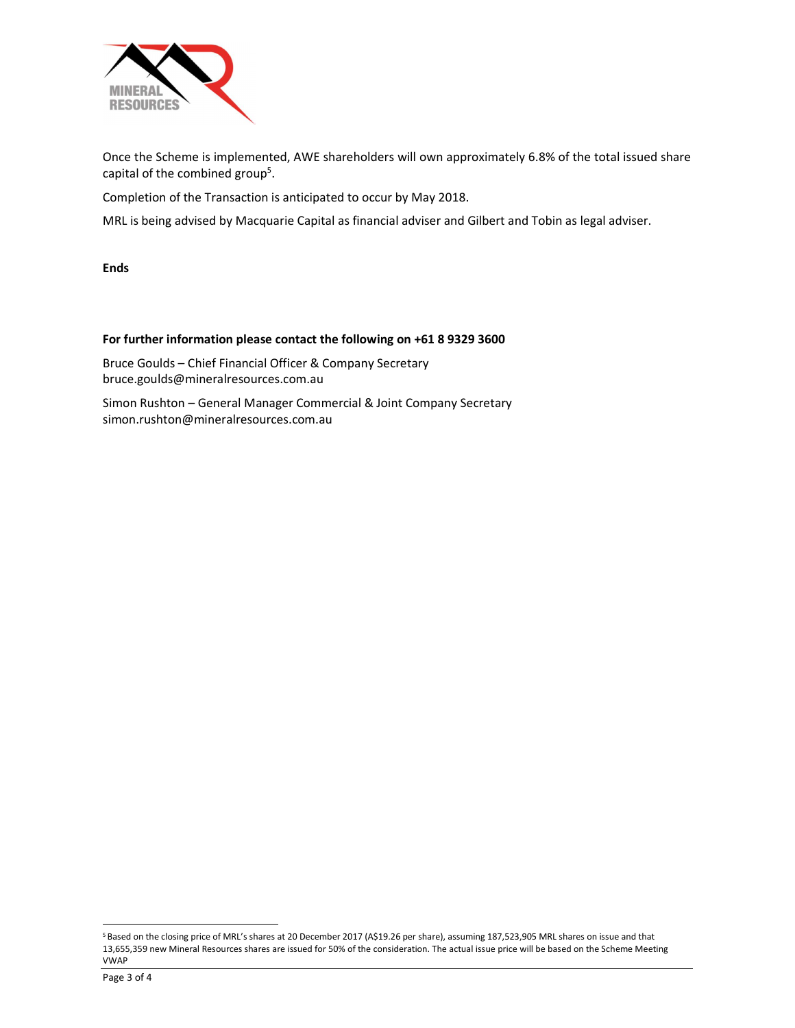Once the Scheme is implemented, AWE shareholders will own approximately 6.8% of the total issued share capital of the combined group[5].

Completion of the Transaction is anticipated to occur by May 2018.

MRL is being advised by Macquarie Capital as financial adviser and Gilbert and Tobin as legal adviser.

**Ends**

**For further information please contact the following on +61 8 9329 3600**

Bruce Goulds – Chief Financial Officer & Company Secretary
bruce.goulds@mineralresources.com.au

Simon Rushton – General Manager Commercial & Joint Company Secretary
simon.rushton@mineralresources.com.au

[5] Based on the closing price of MRL's shares at 20 December 2017 (A$19.26 per share), assuming 187,523,905 MRL shares on issue and that 13,655,359 new Mineral Resources shares are issued for 50% of the consideration. The actual issue price will be based on the Scheme Meeting VWAP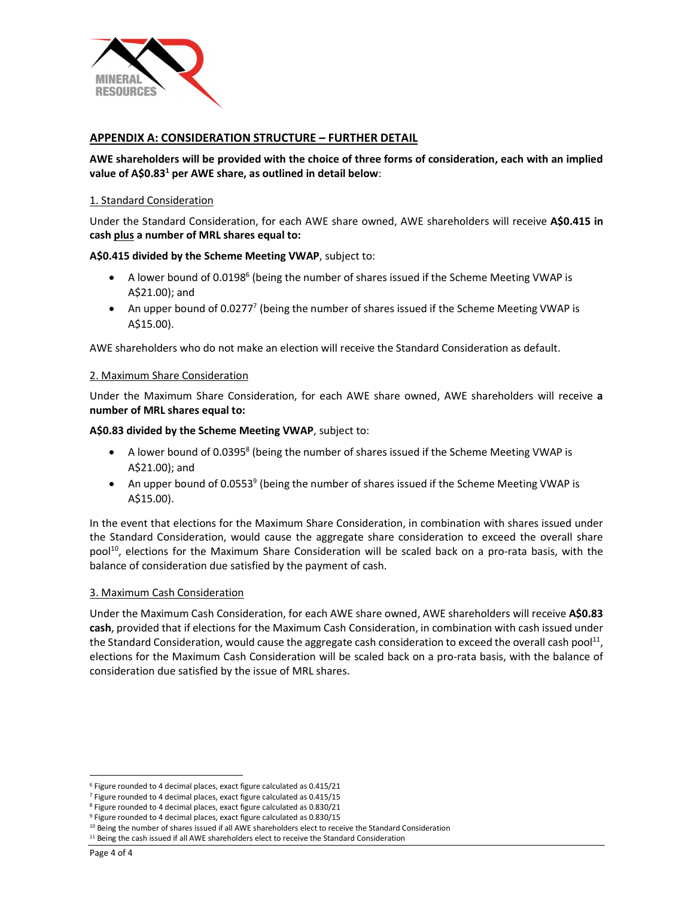## APPENDIX A: CONSIDERATION STRUCTURE – FURTHER DETAIL

**AWE shareholders will be provided with the choice of three forms of consideration, each with an implied value of A$0.83[1] per AWE share, as outlined in detail below**:

### 1. Standard Consideration

Under the Standard Consideration, for each AWE share owned, AWE shareholders will receive **A$0.415 in cash plus a number of MRL shares equal to:**

**A$0.415 divided by the Scheme Meeting VWAP**, subject to:

- A lower bound of 0.0198[6] (being the number of shares issued if the Scheme Meeting VWAP is A$21.00); and
- An upper bound of 0.0277[7] (being the number of shares issued if the Scheme Meeting VWAP is A$15.00).

AWE shareholders who do not make an election will receive the Standard Consideration as default.

### 2. Maximum Share Consideration

Under the Maximum Share Consideration, for each AWE share owned, AWE shareholders will receive **a number of MRL shares equal to:**

**A$0.83 divided by the Scheme Meeting VWAP**, subject to:

- A lower bound of 0.0395[8] (being the number of shares issued if the Scheme Meeting VWAP is A$21.00); and
- An upper bound of 0.0553[9] (being the number of shares issued if the Scheme Meeting VWAP is A$15.00).

In the event that elections for the Maximum Share Consideration, in combination with shares issued under the Standard Consideration, would cause the aggregate share consideration to exceed the overall share pool[10], elections for the Maximum Share Consideration will be scaled back on a pro-rata basis, with the balance of consideration due satisfied by the payment of cash.

### 3. Maximum Cash Consideration

Under the Maximum Cash Consideration, for each AWE share owned, AWE shareholders will receive **A$0.83 cash**, provided that if elections for the Maximum Cash Consideration, in combination with cash issued under the Standard Consideration, would cause the aggregate cash consideration to exceed the overall cash pool[11], elections for the Maximum Cash Consideration will be scaled back on a pro-rata basis, with the balance of consideration due satisfied by the issue of MRL shares.

---

[6] Figure rounded to 4 decimal places, exact figure calculated as 0.415/21

[7] Figure rounded to 4 decimal places, exact figure calculated as 0.415/15

[8] Figure rounded to 4 decimal places, exact figure calculated as 0.830/21

[9] Figure rounded to 4 decimal places, exact figure calculated as 0.830/15

[10] Being the number of shares issued if all AWE shareholders elect to receive the Standard Consideration

[11] Being the cash issued if all AWE shareholders elect to receive the Standard Consideration